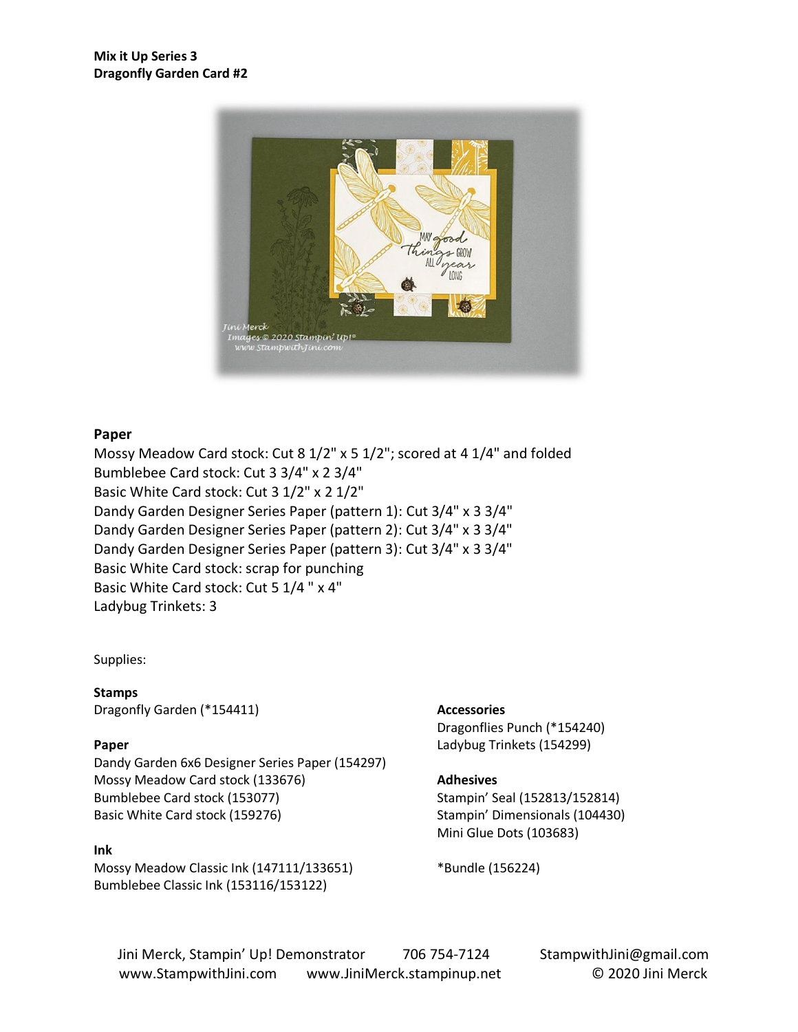**Mix it Up Series 3**
**Dragonfly Garden Card #2**

**Paper**

Mossy Meadow Card stock: Cut 8 1/2" x 5 1/2"; scored at 4 1/4" and folded
Bumblebee Card stock: Cut 3 3/4" x 2 3/4"
Basic White Card stock: Cut 3 1/2" x 2 1/2"
Dandy Garden Designer Series Paper (pattern 1): Cut 3/4" x 3 3/4"
Dandy Garden Designer Series Paper (pattern 2): Cut 3/4" x 3 3/4"
Dandy Garden Designer Series Paper (pattern 3): Cut 3/4" x 3 3/4"
Basic White Card stock: scrap for punching
Basic White Card stock: Cut 5 1/4 " x 4"
Ladybug Trinkets: 3

Supplies:

**Stamps**
Dragonfly Garden (*154411)

**Paper**
Dandy Garden 6x6 Designer Series Paper (154297)
Mossy Meadow Card stock (133676)
Bumblebee Card stock (153077)
Basic White Card stock (159276)

**Ink**
Mossy Meadow Classic Ink (147111/133651)
Bumblebee Classic Ink (153116/153122)

**Accessories**
Dragonflies Punch (*154240)
Ladybug Trinkets (154299)

**Adhesives**
Stampin' Seal (152813/152814)
Stampin' Dimensionals (104430)
Mini Glue Dots (103683)

*Bundle (156224)

Jini Merck, Stampin' Up! Demonstrator 706 754-7124 StampwithJini@gmail.com
www.StampwithJini.com www.JiniMerck.stampinup.net © 2020 Jini Merck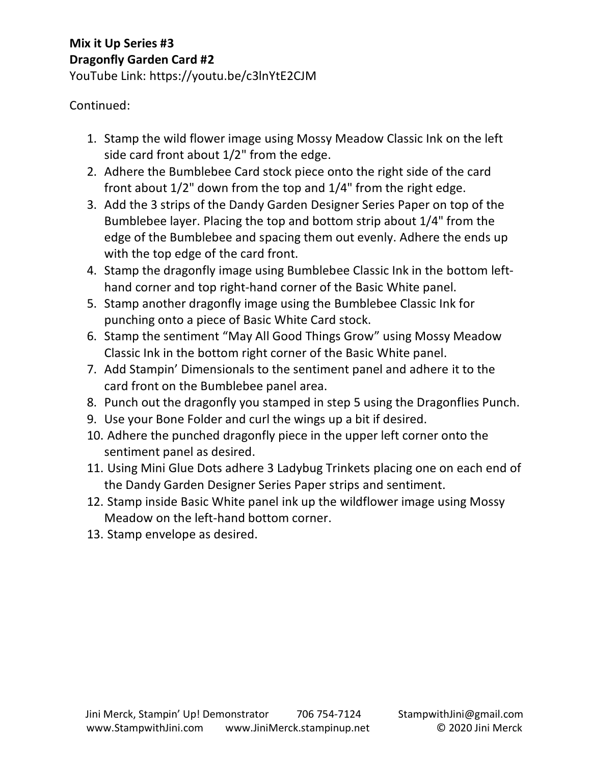**Mix it Up Series #3**
**Dragonfly Garden Card #2**
YouTube Link: https://youtu.be/c3lnYtE2CJM

Continued:

1. Stamp the wild flower image using Mossy Meadow Classic Ink on the left side card front about 1/2" from the edge.
2. Adhere the Bumblebee Card stock piece onto the right side of the card front about 1/2" down from the top and 1/4" from the right edge.
3. Add the 3 strips of the Dandy Garden Designer Series Paper on top of the Bumblebee layer. Placing the top and bottom strip about 1/4" from the edge of the Bumblebee and spacing them out evenly. Adhere the ends up with the top edge of the card front.
4. Stamp the dragonfly image using Bumblebee Classic Ink in the bottom left-hand corner and top right-hand corner of the Basic White panel.
5. Stamp another dragonfly image using the Bumblebee Classic Ink for punching onto a piece of Basic White Card stock.
6. Stamp the sentiment “May All Good Things Grow” using Mossy Meadow Classic Ink in the bottom right corner of the Basic White panel.
7. Add Stampin’ Dimensionals to the sentiment panel and adhere it to the card front on the Bumblebee panel area.
8. Punch out the dragonfly you stamped in step 5 using the Dragonflies Punch.
9. Use your Bone Folder and curl the wings up a bit if desired.
10. Adhere the punched dragonfly piece in the upper left corner onto the sentiment panel as desired.
11. Using Mini Glue Dots adhere 3 Ladybug Trinkets placing one on each end of the Dandy Garden Designer Series Paper strips and sentiment.
12. Stamp inside Basic White panel ink up the wildflower image using Mossy Meadow on the left-hand bottom corner.
13. Stamp envelope as desired.